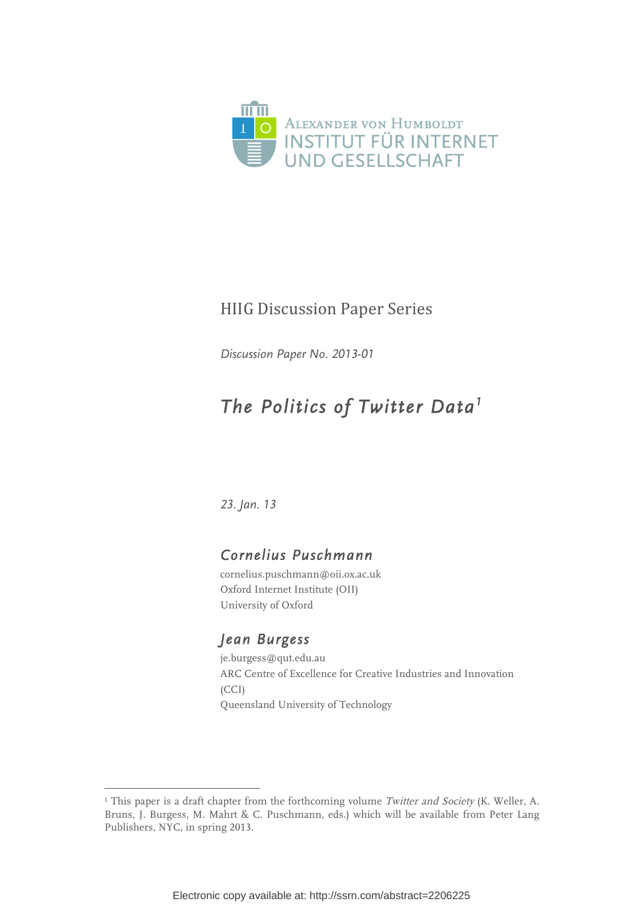ALEXANDER VON HUMBOLDT
INSTITUT FÜR INTERNET
UND GESELLSCHAFT

HIIG Discussion Paper Series

*Discussion Paper No. 2013-01*

# *The Politics of Twitter Data*[1]

*23. Jan. 13*

### *Cornelius Puschmann*

cornelius.puschmann@oii.ox.ac.uk
Oxford Internet Institute (OII)
University of Oxford

### *Jean Burgess*

je.burgess@qut.edu.au
ARC Centre of Excellence for Creative Industries and Innovation (CCI)
Queensland University of Technology

---

[1] This paper is a draft chapter from the forthcoming volume *Twitter and Society* (K. Weller, A. Bruns, J. Burgess, M. Mahrt & C. Puschmann, eds.) which will be available from Peter Lang Publishers, NYC, in spring 2013.

Electronic copy available at: http://ssrn.com/abstract=2206225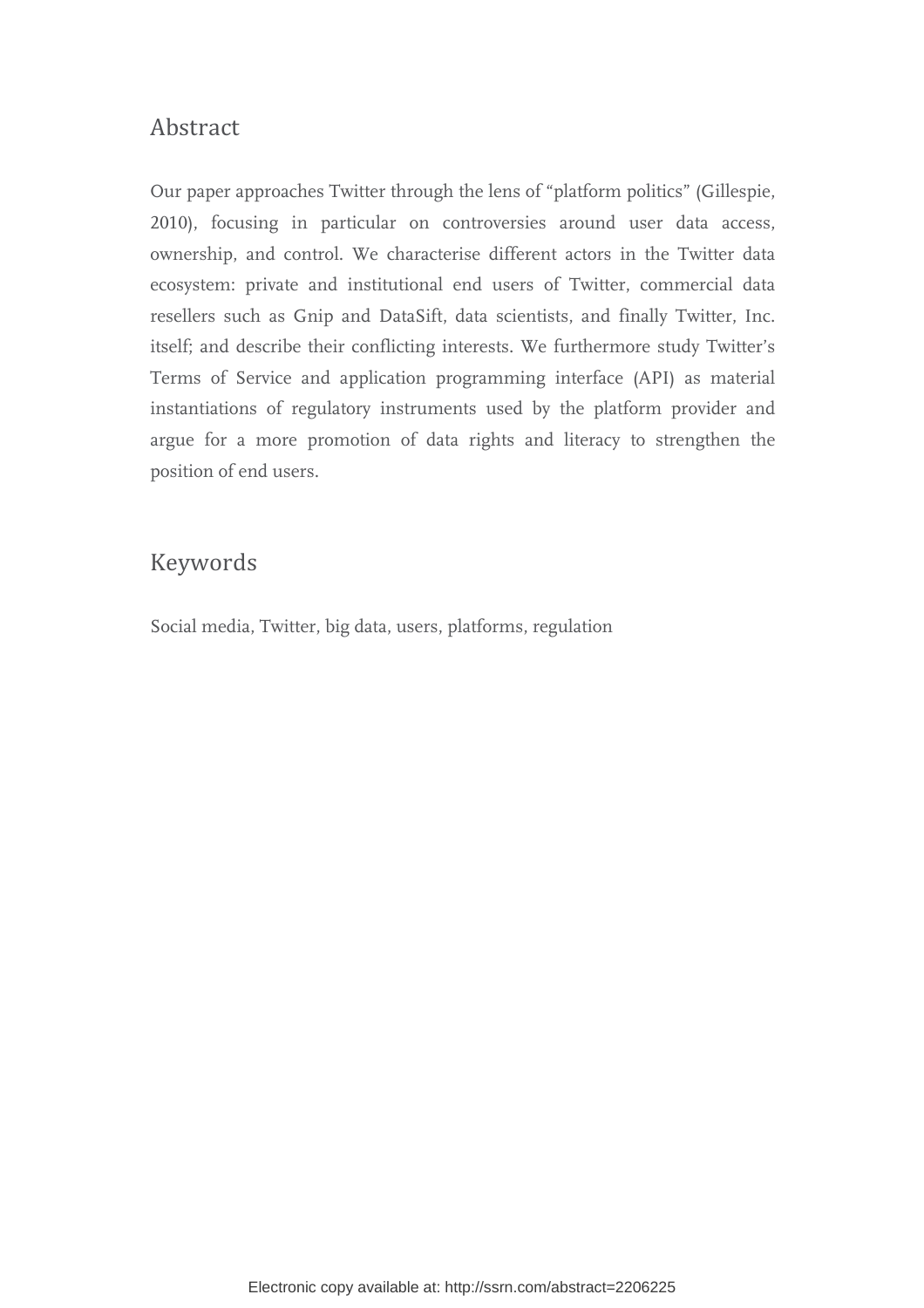## Abstract

Our paper approaches Twitter through the lens of "platform politics" (Gillespie, 2010), focusing in particular on controversies around user data access, ownership, and control. We characterise different actors in the Twitter data ecosystem: private and institutional end users of Twitter, commercial data resellers such as Gnip and DataSift, data scientists, and finally Twitter, Inc. itself; and describe their conflicting interests. We furthermore study Twitter's Terms of Service and application programming interface (API) as material instantiations of regulatory instruments used by the platform provider and argue for a more promotion of data rights and literacy to strengthen the position of end users.

## Keywords

Social media, Twitter, big data, users, platforms, regulation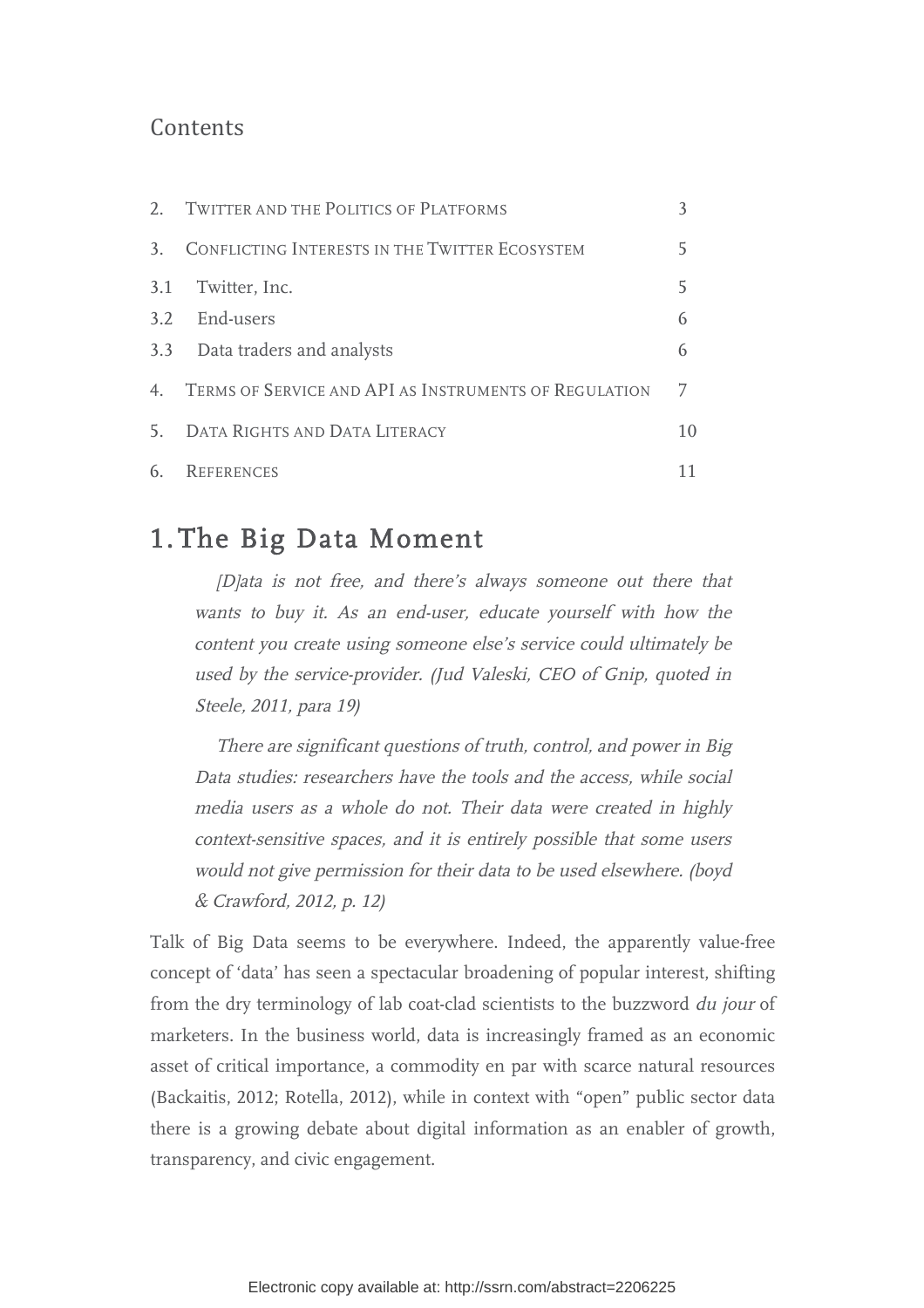## Contents

| | | |
|---|---|---|
| 2. | TWITTER AND THE POLITICS OF PLATFORMS | 3 |
| 3. | CONFLICTING INTERESTS IN THE TWITTER ECOSYSTEM | 5 |
| 3.1 | Twitter, Inc. | 5 |
| 3.2 | End-users | 6 |
| 3.3 | Data traders and analysts | 6 |
| 4. | TERMS OF SERVICE AND API AS INSTRUMENTS OF REGULATION | 7 |
| 5. | DATA RIGHTS AND DATA LITERACY | 10 |
| 6. | REFERENCES | 11 |

# 1. The Big Data Moment

> *[D]ata is not free, and there's always someone out there that wants to buy it. As an end-user, educate yourself with how the content you create using someone else's service could ultimately be used by the service-provider. (Jud Valeski, CEO of Gnip, quoted in Steele, 2011, para 19)*

> *There are significant questions of truth, control, and power in Big Data studies: researchers have the tools and the access, while social media users as a whole do not. Their data were created in highly context-sensitive spaces, and it is entirely possible that some users would not give permission for their data to be used elsewhere. (boyd & Crawford, 2012, p. 12)*

Talk of Big Data seems to be everywhere. Indeed, the apparently value-free concept of 'data' has seen a spectacular broadening of popular interest, shifting from the dry terminology of lab coat-clad scientists to the buzzword *du jour* of marketers. In the business world, data is increasingly framed as an economic asset of critical importance, a commodity en par with scarce natural resources (Backaitis, 2012; Rotella, 2012), while in context with "open" public sector data there is a growing debate about digital information as an enabler of growth, transparency, and civic engagement.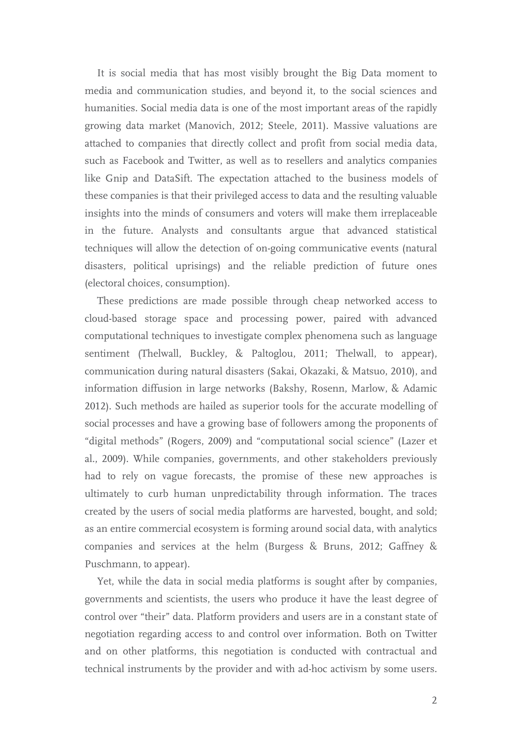It is social media that has most visibly brought the Big Data moment to media and communication studies, and beyond it, to the social sciences and humanities. Social media data is one of the most important areas of the rapidly growing data market (Manovich, 2012; Steele, 2011). Massive valuations are attached to companies that directly collect and profit from social media data, such as Facebook and Twitter, as well as to resellers and analytics companies like Gnip and DataSift. The expectation attached to the business models of these companies is that their privileged access to data and the resulting valuable insights into the minds of consumers and voters will make them irreplaceable in the future. Analysts and consultants argue that advanced statistical techniques will allow the detection of on-going communicative events (natural disasters, political uprisings) and the reliable prediction of future ones (electoral choices, consumption).

These predictions are made possible through cheap networked access to cloud-based storage space and processing power, paired with advanced computational techniques to investigate complex phenomena such as language sentiment (Thelwall, Buckley, & Paltoglou, 2011; Thelwall, to appear), communication during natural disasters (Sakai, Okazaki, & Matsuo, 2010), and information diffusion in large networks (Bakshy, Rosenn, Marlow, & Adamic 2012). Such methods are hailed as superior tools for the accurate modelling of social processes and have a growing base of followers among the proponents of "digital methods" (Rogers, 2009) and "computational social science" (Lazer et al., 2009). While companies, governments, and other stakeholders previously had to rely on vague forecasts, the promise of these new approaches is ultimately to curb human unpredictability through information. The traces created by the users of social media platforms are harvested, bought, and sold; as an entire commercial ecosystem is forming around social data, with analytics companies and services at the helm (Burgess & Bruns, 2012; Gaffney & Puschmann, to appear).

Yet, while the data in social media platforms is sought after by companies, governments and scientists, the users who produce it have the least degree of control over "their" data. Platform providers and users are in a constant state of negotiation regarding access to and control over information. Both on Twitter and on other platforms, this negotiation is conducted with contractual and technical instruments by the provider and with ad-hoc activism by some users.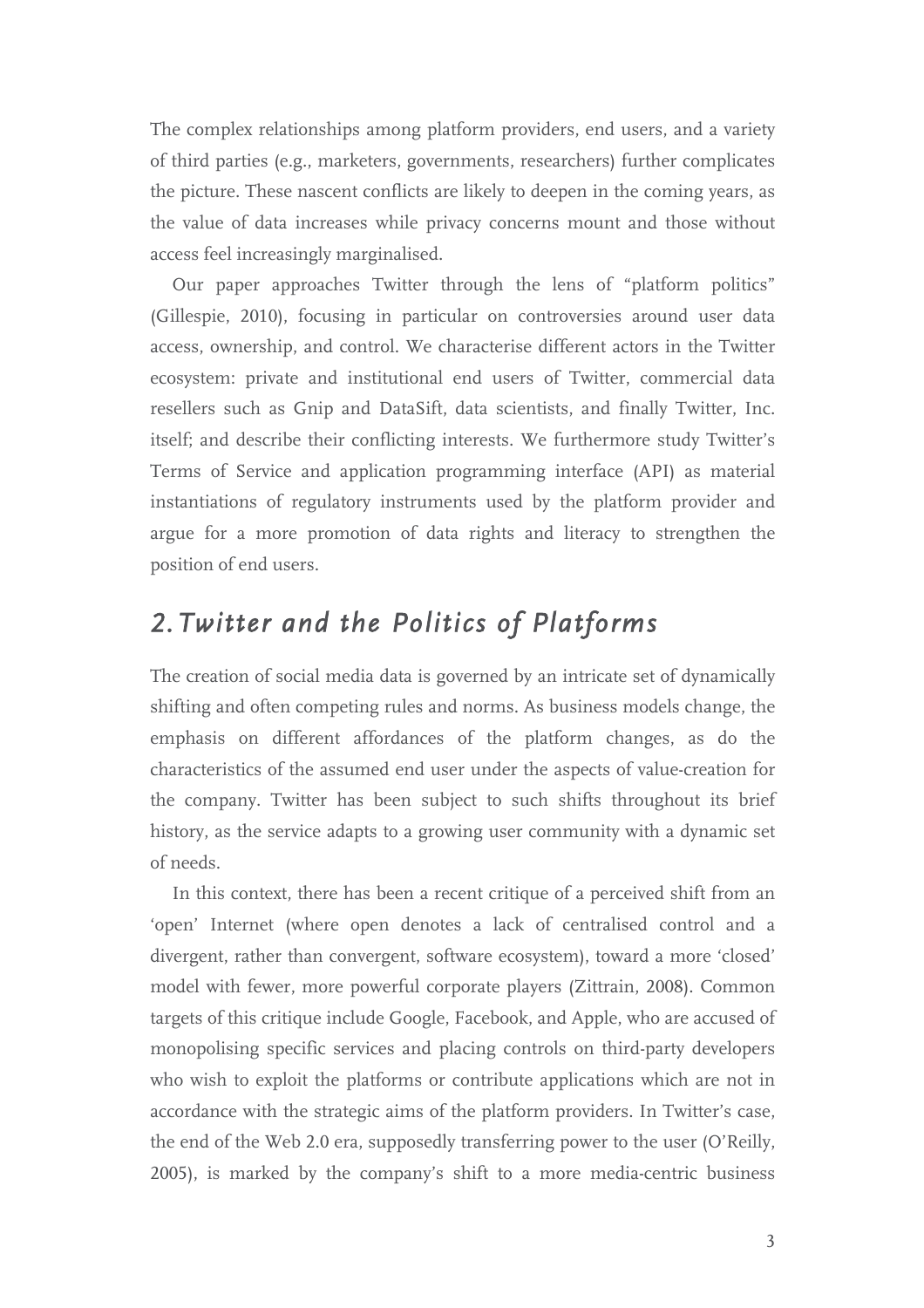The complex relationships among platform providers, end users, and a variety of third parties (e.g., marketers, governments, researchers) further complicates the picture. These nascent conflicts are likely to deepen in the coming years, as the value of data increases while privacy concerns mount and those without access feel increasingly marginalised.

Our paper approaches Twitter through the lens of "platform politics" (Gillespie, 2010), focusing in particular on controversies around user data access, ownership, and control. We characterise different actors in the Twitter ecosystem: private and institutional end users of Twitter, commercial data resellers such as Gnip and DataSift, data scientists, and finally Twitter, Inc. itself; and describe their conflicting interests. We furthermore study Twitter's Terms of Service and application programming interface (API) as material instantiations of regulatory instruments used by the platform provider and argue for a more promotion of data rights and literacy to strengthen the position of end users.

## 2. Twitter and the Politics of Platforms

The creation of social media data is governed by an intricate set of dynamically shifting and often competing rules and norms. As business models change, the emphasis on different affordances of the platform changes, as do the characteristics of the assumed end user under the aspects of value-creation for the company. Twitter has been subject to such shifts throughout its brief history, as the service adapts to a growing user community with a dynamic set of needs.

In this context, there has been a recent critique of a perceived shift from an 'open' Internet (where open denotes a lack of centralised control and a divergent, rather than convergent, software ecosystem), toward a more 'closed' model with fewer, more powerful corporate players (Zittrain, 2008). Common targets of this critique include Google, Facebook, and Apple, who are accused of monopolising specific services and placing controls on third-party developers who wish to exploit the platforms or contribute applications which are not in accordance with the strategic aims of the platform providers. In Twitter's case, the end of the Web 2.0 era, supposedly transferring power to the user (O'Reilly, 2005), is marked by the company's shift to a more media-centric business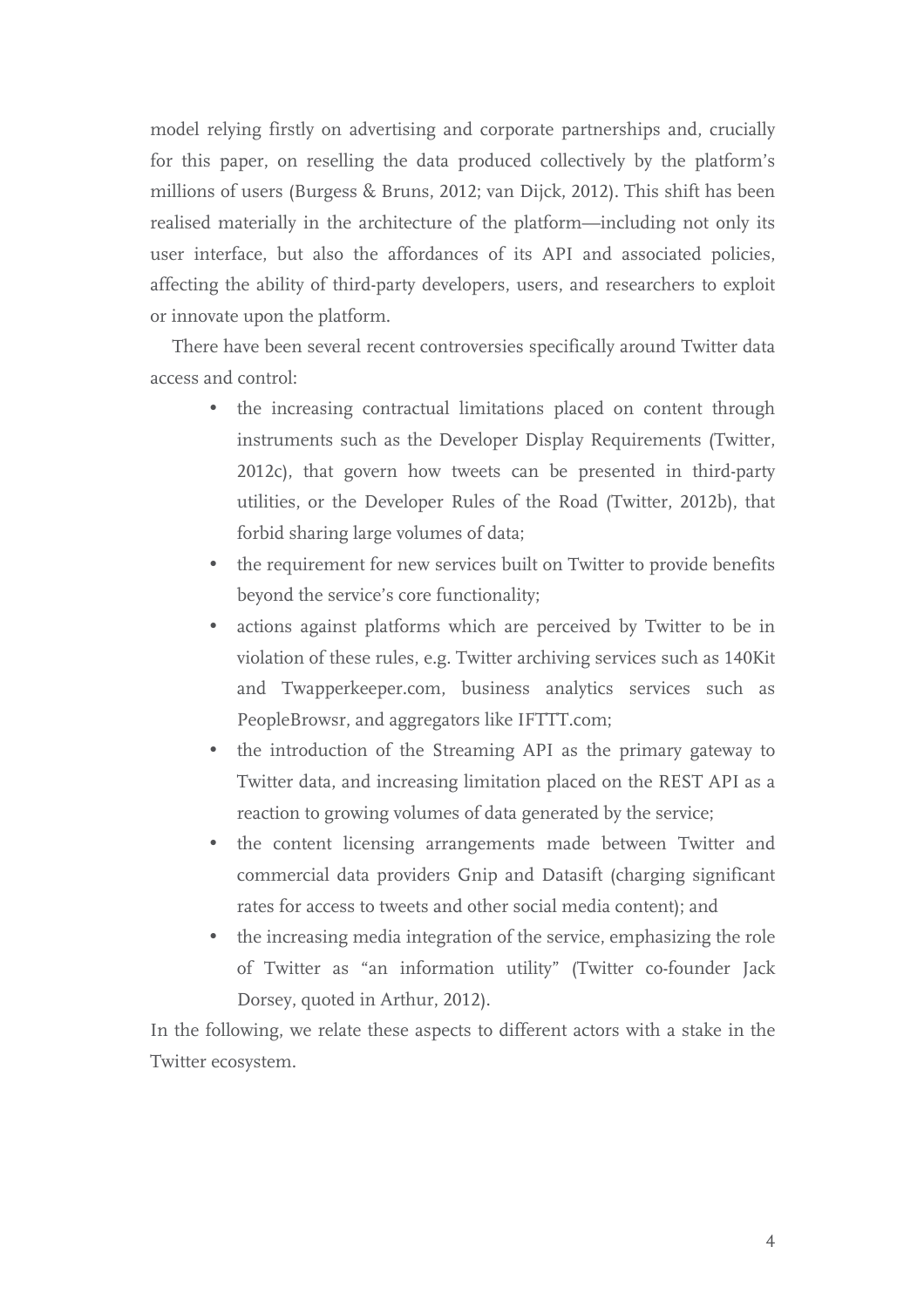model relying firstly on advertising and corporate partnerships and, crucially for this paper, on reselling the data produced collectively by the platform's millions of users (Burgess & Bruns, 2012; van Dijck, 2012). This shift has been realised materially in the architecture of the platform—including not only its user interface, but also the affordances of its API and associated policies, affecting the ability of third-party developers, users, and researchers to exploit or innovate upon the platform.

There have been several recent controversies specifically around Twitter data access and control:

- the increasing contractual limitations placed on content through instruments such as the Developer Display Requirements (Twitter, 2012c), that govern how tweets can be presented in third-party utilities, or the Developer Rules of the Road (Twitter, 2012b), that forbid sharing large volumes of data;
- the requirement for new services built on Twitter to provide benefits beyond the service's core functionality;
- actions against platforms which are perceived by Twitter to be in violation of these rules, e.g. Twitter archiving services such as 140Kit and Twapperkeeper.com, business analytics services such as PeopleBrowsr, and aggregators like IFTTT.com;
- the introduction of the Streaming API as the primary gateway to Twitter data, and increasing limitation placed on the REST API as a reaction to growing volumes of data generated by the service;
- the content licensing arrangements made between Twitter and commercial data providers Gnip and Datasift (charging significant rates for access to tweets and other social media content); and
- the increasing media integration of the service, emphasizing the role of Twitter as "an information utility" (Twitter co-founder Jack Dorsey, quoted in Arthur, 2012).

In the following, we relate these aspects to different actors with a stake in the Twitter ecosystem.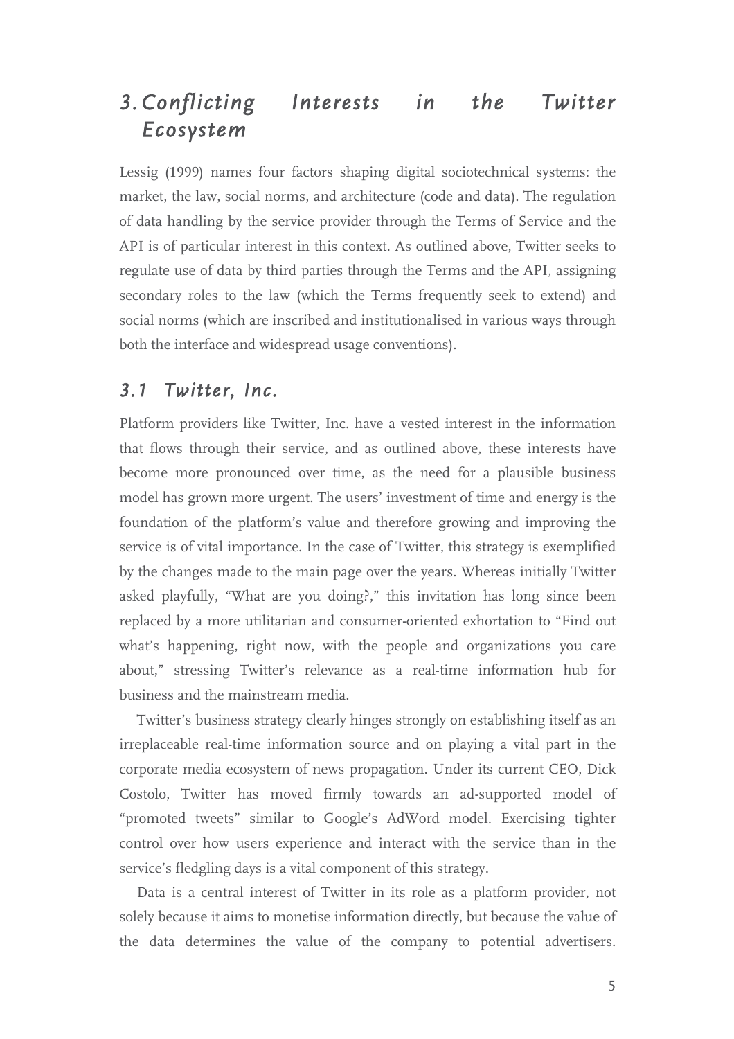# 3. Conflicting Interests in the Twitter Ecosystem

Lessig (1999) names four factors shaping digital sociotechnical systems: the market, the law, social norms, and architecture (code and data). The regulation of data handling by the service provider through the Terms of Service and the API is of particular interest in this context. As outlined above, Twitter seeks to regulate use of data by third parties through the Terms and the API, assigning secondary roles to the law (which the Terms frequently seek to extend) and social norms (which are inscribed and institutionalised in various ways through both the interface and widespread usage conventions).

## 3.1 Twitter, Inc.

Platform providers like Twitter, Inc. have a vested interest in the information that flows through their service, and as outlined above, these interests have become more pronounced over time, as the need for a plausible business model has grown more urgent. The users' investment of time and energy is the foundation of the platform's value and therefore growing and improving the service is of vital importance. In the case of Twitter, this strategy is exemplified by the changes made to the main page over the years. Whereas initially Twitter asked playfully, "What are you doing?," this invitation has long since been replaced by a more utilitarian and consumer-oriented exhortation to "Find out what's happening, right now, with the people and organizations you care about," stressing Twitter's relevance as a real-time information hub for business and the mainstream media.

Twitter's business strategy clearly hinges strongly on establishing itself as an irreplaceable real-time information source and on playing a vital part in the corporate media ecosystem of news propagation. Under its current CEO, Dick Costolo, Twitter has moved firmly towards an ad-supported model of "promoted tweets" similar to Google's AdWord model. Exercising tighter control over how users experience and interact with the service than in the service's fledgling days is a vital component of this strategy.

Data is a central interest of Twitter in its role as a platform provider, not solely because it aims to monetise information directly, but because the value of the data determines the value of the company to potential advertisers.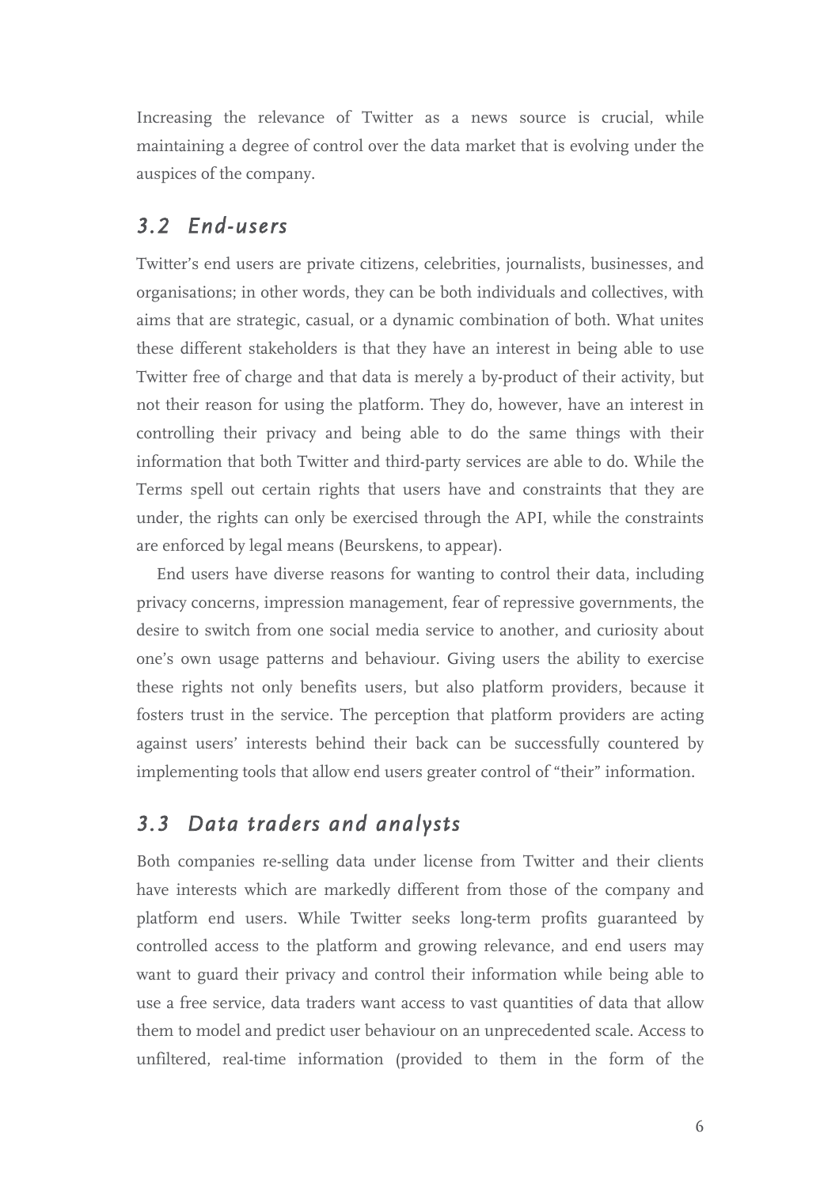Increasing the relevance of Twitter as a news source is crucial, while maintaining a degree of control over the data market that is evolving under the auspices of the company.

## 3.2 End-users

Twitter's end users are private citizens, celebrities, journalists, businesses, and organisations; in other words, they can be both individuals and collectives, with aims that are strategic, casual, or a dynamic combination of both. What unites these different stakeholders is that they have an interest in being able to use Twitter free of charge and that data is merely a by-product of their activity, but not their reason for using the platform. They do, however, have an interest in controlling their privacy and being able to do the same things with their information that both Twitter and third-party services are able to do. While the Terms spell out certain rights that users have and constraints that they are under, the rights can only be exercised through the API, while the constraints are enforced by legal means (Beurskens, to appear).

End users have diverse reasons for wanting to control their data, including privacy concerns, impression management, fear of repressive governments, the desire to switch from one social media service to another, and curiosity about one's own usage patterns and behaviour. Giving users the ability to exercise these rights not only benefits users, but also platform providers, because it fosters trust in the service. The perception that platform providers are acting against users' interests behind their back can be successfully countered by implementing tools that allow end users greater control of "their" information.

## 3.3 Data traders and analysts

Both companies re-selling data under license from Twitter and their clients have interests which are markedly different from those of the company and platform end users. While Twitter seeks long-term profits guaranteed by controlled access to the platform and growing relevance, and end users may want to guard their privacy and control their information while being able to use a free service, data traders want access to vast quantities of data that allow them to model and predict user behaviour on an unprecedented scale. Access to unfiltered, real-time information (provided to them in the form of the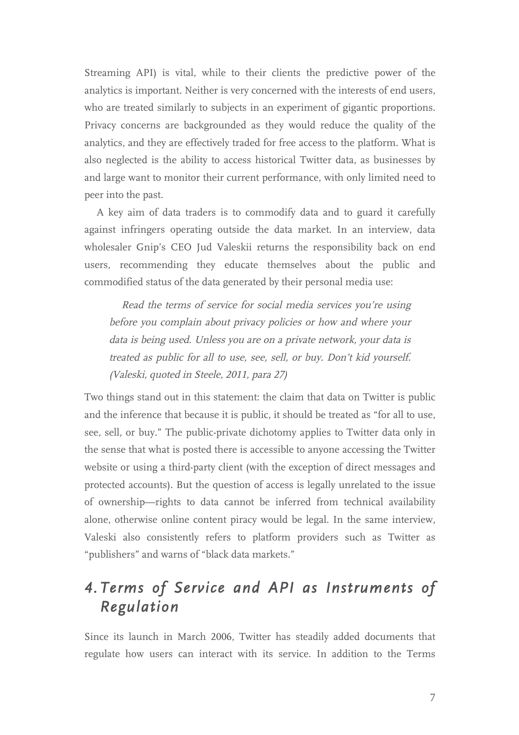Streaming API) is vital, while to their clients the predictive power of the analytics is important. Neither is very concerned with the interests of end users, who are treated similarly to subjects in an experiment of gigantic proportions. Privacy concerns are backgrounded as they would reduce the quality of the analytics, and they are effectively traded for free access to the platform. What is also neglected is the ability to access historical Twitter data, as businesses by and large want to monitor their current performance, with only limited need to peer into the past.

A key aim of data traders is to commodify data and to guard it carefully against infringers operating outside the data market. In an interview, data wholesaler Gnip's CEO Jud Valeskii returns the responsibility back on end users, recommending they educate themselves about the public and commodified status of the data generated by their personal media use:

> *Read the terms of service for social media services you're using before you complain about privacy policies or how and where your data is being used. Unless you are on a private network, your data is treated as public for all to use, see, sell, or buy. Don't kid yourself. (Valeski, quoted in Steele, 2011, para 27)*

Two things stand out in this statement: the claim that data on Twitter is public and the inference that because it is public, it should be treated as "for all to use, see, sell, or buy." The public-private dichotomy applies to Twitter data only in the sense that what is posted there is accessible to anyone accessing the Twitter website or using a third-party client (with the exception of direct messages and protected accounts). But the question of access is legally unrelated to the issue of ownership—rights to data cannot be inferred from technical availability alone, otherwise online content piracy would be legal. In the same interview, Valeski also consistently refers to platform providers such as Twitter as "publishers" and warns of "black data markets."

## 4. Terms of Service and API as Instruments of Regulation

Since its launch in March 2006, Twitter has steadily added documents that regulate how users can interact with its service. In addition to the Terms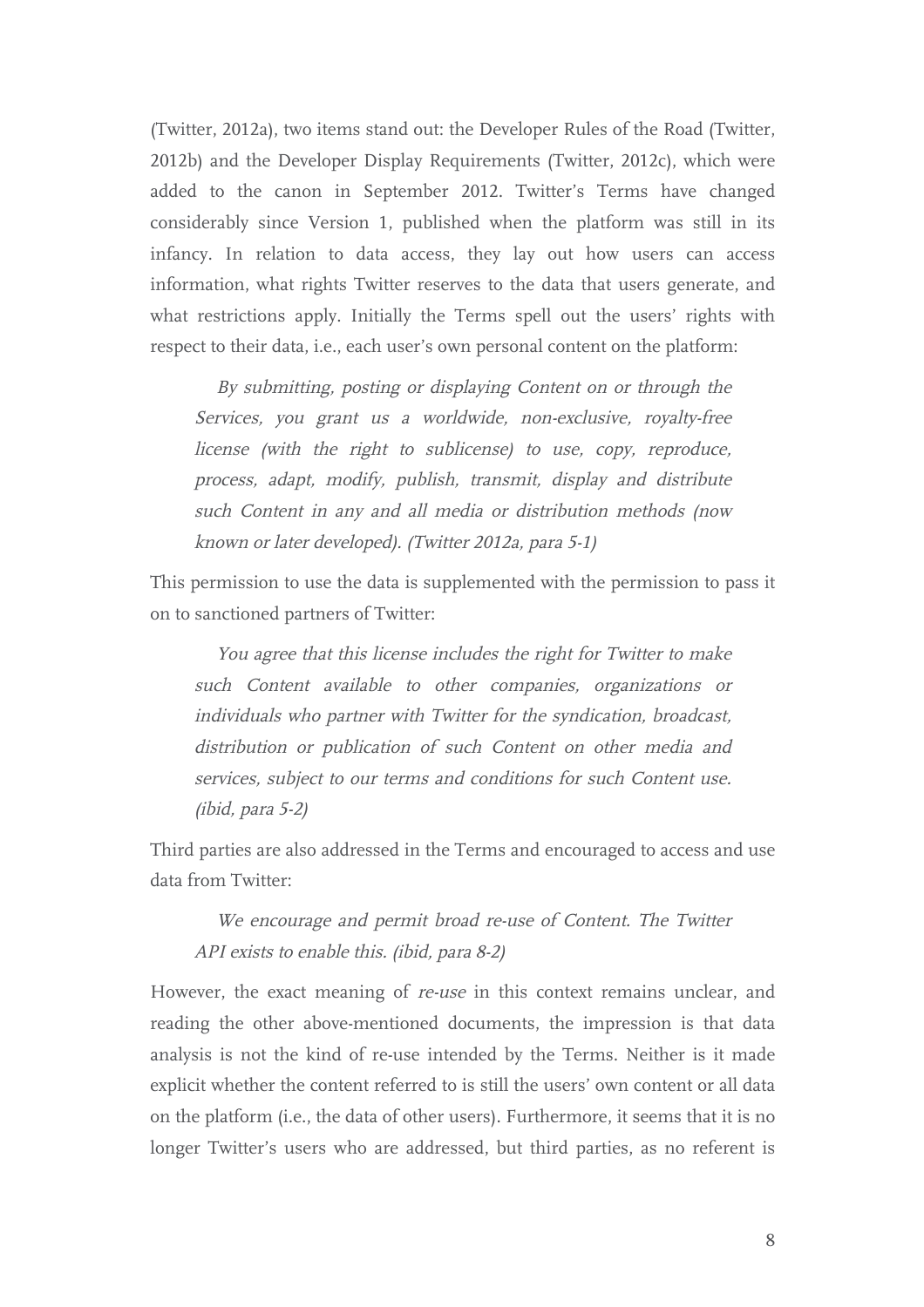(Twitter, 2012a), two items stand out: the Developer Rules of the Road (Twitter, 2012b) and the Developer Display Requirements (Twitter, 2012c), which were added to the canon in September 2012. Twitter's Terms have changed considerably since Version 1, published when the platform was still in its infancy. In relation to data access, they lay out how users can access information, what rights Twitter reserves to the data that users generate, and what restrictions apply. Initially the Terms spell out the users' rights with respect to their data, i.e., each user's own personal content on the platform:

> *By submitting, posting or displaying Content on or through the Services, you grant us a worldwide, non-exclusive, royalty-free license (with the right to sublicense) to use, copy, reproduce, process, adapt, modify, publish, transmit, display and distribute such Content in any and all media or distribution methods (now known or later developed). (Twitter 2012a, para 5-1)*

This permission to use the data is supplemented with the permission to pass it on to sanctioned partners of Twitter:

> *You agree that this license includes the right for Twitter to make such Content available to other companies, organizations or individuals who partner with Twitter for the syndication, broadcast, distribution or publication of such Content on other media and services, subject to our terms and conditions for such Content use. (ibid, para 5-2)*

Third parties are also addressed in the Terms and encouraged to access and use data from Twitter:

> *We encourage and permit broad re-use of Content. The Twitter API exists to enable this. (ibid, para 8-2)*

However, the exact meaning of *re-use* in this context remains unclear, and reading the other above-mentioned documents, the impression is that data analysis is not the kind of re-use intended by the Terms. Neither is it made explicit whether the content referred to is still the users' own content or all data on the platform (i.e., the data of other users). Furthermore, it seems that it is no longer Twitter's users who are addressed, but third parties, as no referent is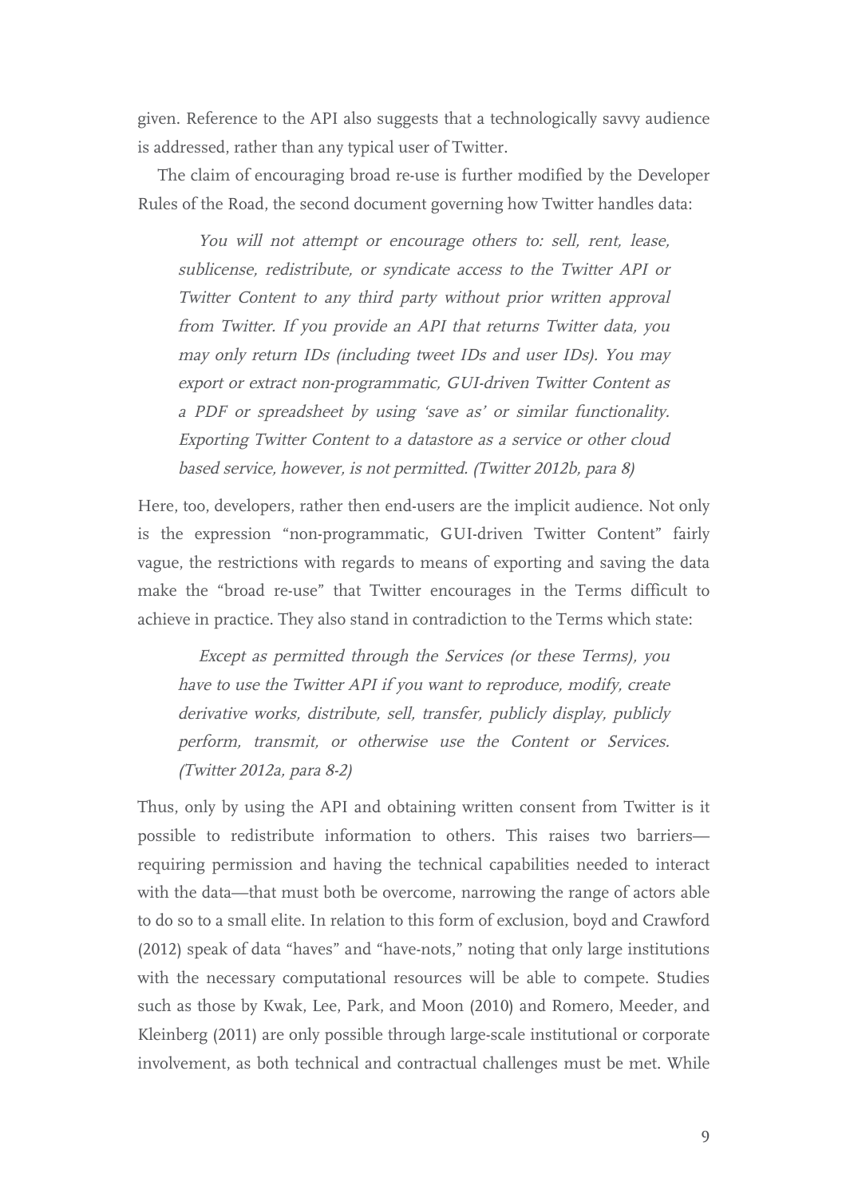given. Reference to the API also suggests that a technologically savvy audience is addressed, rather than any typical user of Twitter.

The claim of encouraging broad re-use is further modified by the Developer Rules of the Road, the second document governing how Twitter handles data:

> *You will not attempt or encourage others to: sell, rent, lease, sublicense, redistribute, or syndicate access to the Twitter API or Twitter Content to any third party without prior written approval from Twitter. If you provide an API that returns Twitter data, you may only return IDs (including tweet IDs and user IDs). You may export or extract non-programmatic, GUI-driven Twitter Content as a PDF or spreadsheet by using 'save as' or similar functionality. Exporting Twitter Content to a datastore as a service or other cloud based service, however, is not permitted. (Twitter 2012b, para 8)*

Here, too, developers, rather then end-users are the implicit audience. Not only is the expression "non-programmatic, GUI-driven Twitter Content" fairly vague, the restrictions with regards to means of exporting and saving the data make the "broad re-use" that Twitter encourages in the Terms difficult to achieve in practice. They also stand in contradiction to the Terms which state:

> *Except as permitted through the Services (or these Terms), you have to use the Twitter API if you want to reproduce, modify, create derivative works, distribute, sell, transfer, publicly display, publicly perform, transmit, or otherwise use the Content or Services. (Twitter 2012a, para 8-2)*

Thus, only by using the API and obtaining written consent from Twitter is it possible to redistribute information to others. This raises two barriers—requiring permission and having the technical capabilities needed to interact with the data—that must both be overcome, narrowing the range of actors able to do so to a small elite. In relation to this form of exclusion, boyd and Crawford (2012) speak of data "haves" and "have-nots," noting that only large institutions with the necessary computational resources will be able to compete. Studies such as those by Kwak, Lee, Park, and Moon (2010) and Romero, Meeder, and Kleinberg (2011) are only possible through large-scale institutional or corporate involvement, as both technical and contractual challenges must be met. While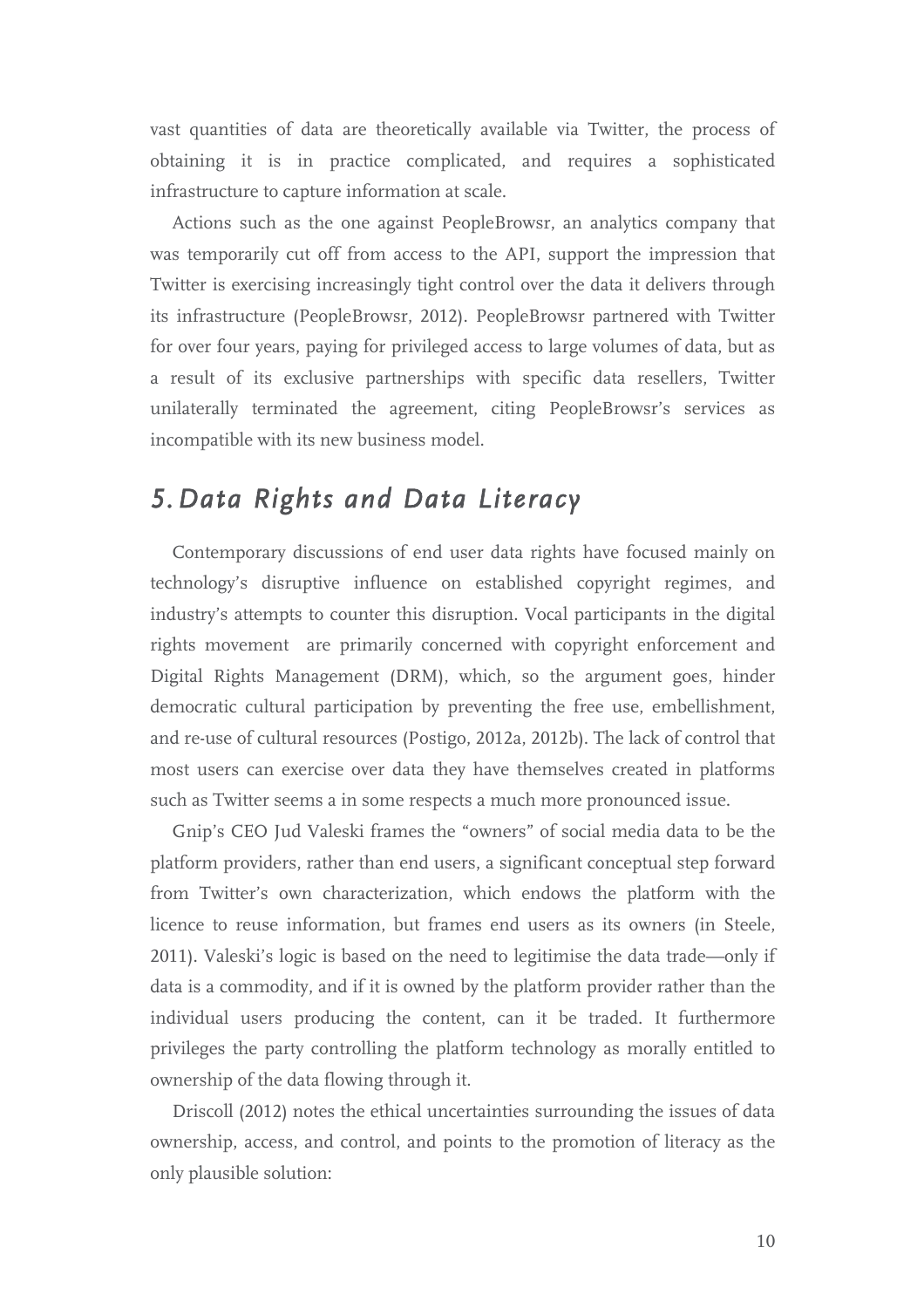vast quantities of data are theoretically available via Twitter, the process of obtaining it is in practice complicated, and requires a sophisticated infrastructure to capture information at scale.

Actions such as the one against PeopleBrowsr, an analytics company that was temporarily cut off from access to the API, support the impression that Twitter is exercising increasingly tight control over the data it delivers through its infrastructure (PeopleBrowsr, 2012). PeopleBrowsr partnered with Twitter for over four years, paying for privileged access to large volumes of data, but as a result of its exclusive partnerships with specific data resellers, Twitter unilaterally terminated the agreement, citing PeopleBrowsr's services as incompatible with its new business model.

## 5. Data Rights and Data Literacy

Contemporary discussions of end user data rights have focused mainly on technology's disruptive influence on established copyright regimes, and industry's attempts to counter this disruption. Vocal participants in the digital rights movement are primarily concerned with copyright enforcement and Digital Rights Management (DRM), which, so the argument goes, hinder democratic cultural participation by preventing the free use, embellishment, and re-use of cultural resources (Postigo, 2012a, 2012b). The lack of control that most users can exercise over data they have themselves created in platforms such as Twitter seems a in some respects a much more pronounced issue.

Gnip's CEO Jud Valeski frames the "owners" of social media data to be the platform providers, rather than end users, a significant conceptual step forward from Twitter's own characterization, which endows the platform with the licence to reuse information, but frames end users as its owners (in Steele, 2011). Valeski's logic is based on the need to legitimise the data trade—only if data is a commodity, and if it is owned by the platform provider rather than the individual users producing the content, can it be traded. It furthermore privileges the party controlling the platform technology as morally entitled to ownership of the data flowing through it.

Driscoll (2012) notes the ethical uncertainties surrounding the issues of data ownership, access, and control, and points to the promotion of literacy as the only plausible solution: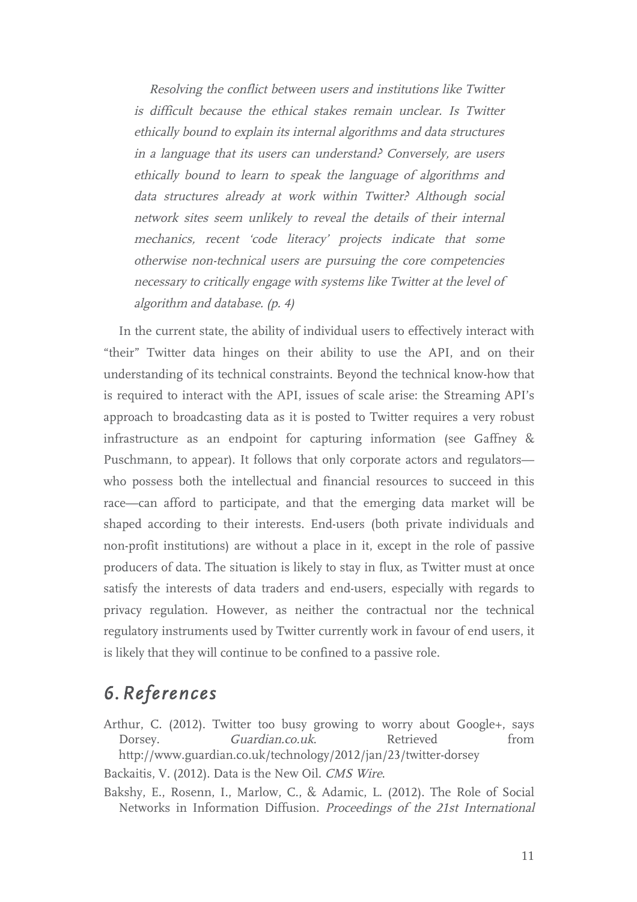> *Resolving the conflict between users and institutions like Twitter is difficult because the ethical stakes remain unclear. Is Twitter ethically bound to explain its internal algorithms and data structures in a language that its users can understand? Conversely, are users ethically bound to learn to speak the language of algorithms and data structures already at work within Twitter? Although social network sites seem unlikely to reveal the details of their internal mechanics, recent 'code literacy' projects indicate that some otherwise non-technical users are pursuing the core competencies necessary to critically engage with systems like Twitter at the level of algorithm and database. (p. 4)*

In the current state, the ability of individual users to effectively interact with "their" Twitter data hinges on their ability to use the API, and on their understanding of its technical constraints. Beyond the technical know-how that is required to interact with the API, issues of scale arise: the Streaming API's approach to broadcasting data as it is posted to Twitter requires a very robust infrastructure as an endpoint for capturing information (see Gaffney & Puschmann, to appear). It follows that only corporate actors and regulators—who possess both the intellectual and financial resources to succeed in this race—can afford to participate, and that the emerging data market will be shaped according to their interests. End-users (both private individuals and non-profit institutions) are without a place in it, except in the role of passive producers of data. The situation is likely to stay in flux, as Twitter must at once satisfy the interests of data traders and end-users, especially with regards to privacy regulation. However, as neither the contractual nor the technical regulatory instruments used by Twitter currently work in favour of end users, it is likely that they will continue to be confined to a passive role.

## 6. References

Arthur, C. (2012). Twitter too busy growing to worry about Google+, says Dorsey. *Guardian.co.uk*. Retrieved from http://www.guardian.co.uk/technology/2012/jan/23/twitter-dorsey

Backaitis, V. (2012). Data is the New Oil. *CMS Wire*.

Bakshy, E., Rosenn, I., Marlow, C., & Adamic, L. (2012). The Role of Social Networks in Information Diffusion. *Proceedings of the 21st International*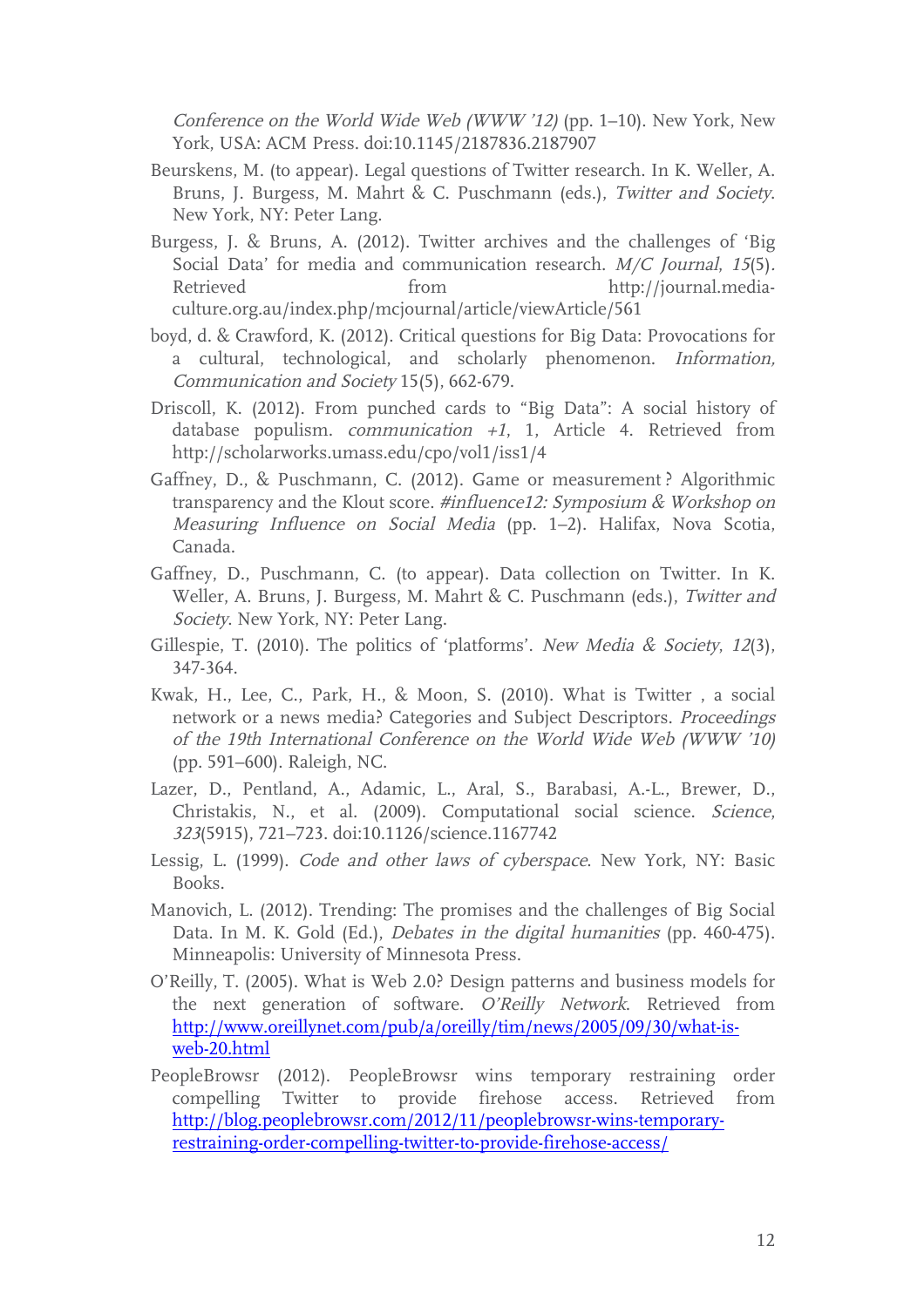*Conference on the World Wide Web (WWW '12)* (pp. 1–10). New York, New York, USA: ACM Press. doi:10.1145/2187836.2187907

Beurskens, M. (to appear). Legal questions of Twitter research. In K. Weller, A. Bruns, J. Burgess, M. Mahrt & C. Puschmann (eds.), *Twitter and Society*. New York, NY: Peter Lang.

Burgess, J. & Bruns, A. (2012). Twitter archives and the challenges of 'Big Social Data' for media and communication research. *M/C Journal*, *15*(5). Retrieved from http://journal.media-culture.org.au/index.php/mcjournal/article/viewArticle/561

boyd, d. & Crawford, K. (2012). Critical questions for Big Data: Provocations for a cultural, technological, and scholarly phenomenon. *Information, Communication and Society* 15(5), 662-679.

Driscoll, K. (2012). From punched cards to "Big Data": A social history of database populism. *communication +1*, 1, Article 4. Retrieved from http://scholarworks.umass.edu/cpo/vol1/iss1/4

Gaffney, D., & Puschmann, C. (2012). Game or measurement ? Algorithmic transparency and the Klout score. *#influence12: Symposium & Workshop on Measuring Influence on Social Media* (pp. 1–2). Halifax, Nova Scotia, Canada.

Gaffney, D., Puschmann, C. (to appear). Data collection on Twitter. In K. Weller, A. Bruns, J. Burgess, M. Mahrt & C. Puschmann (eds.), *Twitter and Society*. New York, NY: Peter Lang.

Gillespie, T. (2010). The politics of 'platforms'. *New Media & Society*, *12*(3), 347-364.

Kwak, H., Lee, C., Park, H., & Moon, S. (2010). What is Twitter , a social network or a news media? Categories and Subject Descriptors. *Proceedings of the 19th International Conference on the World Wide Web (WWW '10)* (pp. 591–600). Raleigh, NC.

Lazer, D., Pentland, A., Adamic, L., Aral, S., Barabasi, A.-L., Brewer, D., Christakis, N., et al. (2009). Computational social science. *Science*, *323*(5915), 721–723. doi:10.1126/science.1167742

Lessig, L. (1999). *Code and other laws of cyberspace*. New York, NY: Basic Books.

Manovich, L. (2012). Trending: The promises and the challenges of Big Social Data. In M. K. Gold (Ed.), *Debates in the digital humanities* (pp. 460-475). Minneapolis: University of Minnesota Press.

O'Reilly, T. (2005). What is Web 2.0? Design patterns and business models for the next generation of software. *O'Reilly Network*. Retrieved from http://www.oreillynet.com/pub/a/oreilly/tim/news/2005/09/30/what-is-web-20.html

PeopleBrowsr (2012). PeopleBrowsr wins temporary restraining order compelling Twitter to provide firehose access. Retrieved from http://blog.peoplebrowsr.com/2012/11/peoplebrowsr-wins-temporary-restraining-order-compelling-twitter-to-provide-firehose-access/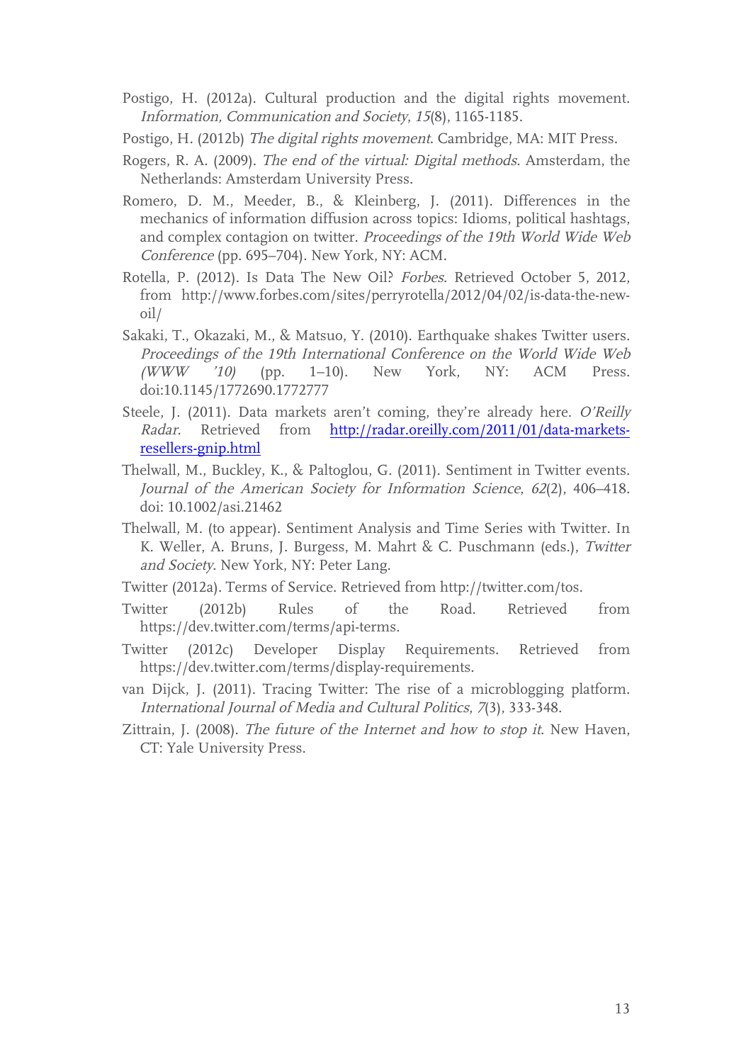Postigo, H. (2012a). Cultural production and the digital rights movement. *Information, Communication and Society*, *15*(8), 1165-1185.

Postigo, H. (2012b) *The digital rights movement*. Cambridge, MA: MIT Press.

Rogers, R. A. (2009). *The end of the virtual: Digital methods*. Amsterdam, the Netherlands: Amsterdam University Press.

Romero, D. M., Meeder, B., & Kleinberg, J. (2011). Differences in the mechanics of information diffusion across topics: Idioms, political hashtags, and complex contagion on twitter. *Proceedings of the 19th World Wide Web Conference* (pp. 695–704). New York, NY: ACM.

Rotella, P. (2012). Is Data The New Oil? *Forbes*. Retrieved October 5, 2012, from http://www.forbes.com/sites/perryrotella/2012/04/02/is-data-the-new-oil/

Sakaki, T., Okazaki, M., & Matsuo, Y. (2010). Earthquake shakes Twitter users. *Proceedings of the 19th International Conference on the World Wide Web (WWW '10)* (pp. 1–10). New York, NY: ACM Press. doi:10.1145/1772690.1772777

Steele, J. (2011). Data markets aren't coming, they're already here. *O'Reilly Radar*. Retrieved from http://radar.oreilly.com/2011/01/data-markets-resellers-gnip.html

Thelwall, M., Buckley, K., & Paltoglou, G. (2011). Sentiment in Twitter events. *Journal of the American Society for Information Science*, *62*(2), 406–418. doi: 10.1002/asi.21462

Thelwall, M. (to appear). Sentiment Analysis and Time Series with Twitter. In K. Weller, A. Bruns, J. Burgess, M. Mahrt & C. Puschmann (eds.), *Twitter and Society*. New York, NY: Peter Lang.

Twitter (2012a). Terms of Service. Retrieved from http://twitter.com/tos.

Twitter (2012b) Rules of the Road. Retrieved from https://dev.twitter.com/terms/api-terms.

Twitter (2012c) Developer Display Requirements. Retrieved from https://dev.twitter.com/terms/display-requirements.

van Dijck, J. (2011). Tracing Twitter: The rise of a microblogging platform. *International Journal of Media and Cultural Politics*, *7*(3), 333-348.

Zittrain, J. (2008). *The future of the Internet and how to stop it*. New Haven, CT: Yale University Press.